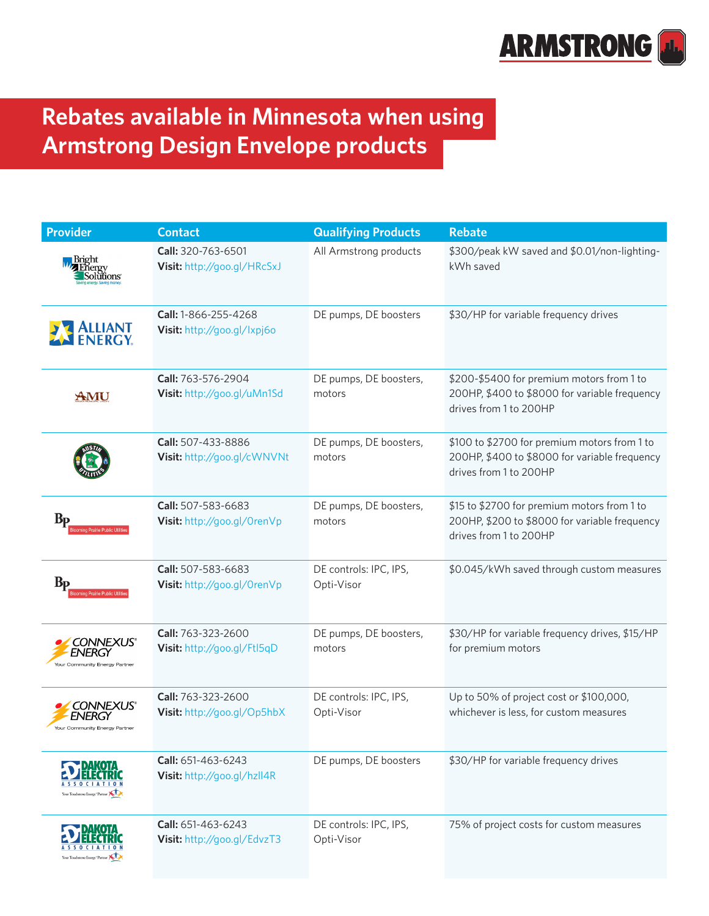# Rebates available in Minnesota when using Armstrong Design Envelope products

| Provider | Contact | Qualifying Products | Rebate |
|---|---|---|---|
| Bright Energy Solutions | **Call:** 320-763-6501<br>**Visit:** http://goo.gl/HRcSxJ | All Armstrong products | $300/peak kW saved and $0.01/non-lighting-kWh saved |
| Alliant Energy | **Call:** 1-866-255-4268<br>**Visit:** http://goo.gl/Ixpj6o | DE pumps, DE boosters | $30/HP for variable frequency drives |
| AMU | **Call:** 763-576-2904<br>**Visit:** http://goo.gl/uMn1Sd | DE pumps, DE boosters, motors | $200-$5400 for premium motors from 1 to 200HP, $400 to $8000 for variable frequency drives from 1 to 200HP |
| Austin Utilities | **Call:** 507-433-8886<br>**Visit:** http://goo.gl/cWNVNt | DE pumps, DE boosters, motors | $100 to $2700 for premium motors from 1 to 200HP, $400 to $8000 for variable frequency drives from 1 to 200HP |
| Blooming Prairie Public Utilities | **Call:** 507-583-6683<br>**Visit:** http://goo.gl/0renVp | DE pumps, DE boosters, motors | $15 to $2700 for premium motors from 1 to 200HP, $200 to $8000 for variable frequency drives from 1 to 200HP |
| Blooming Prairie Public Utilities | **Call:** 507-583-6683<br>**Visit:** http://goo.gl/0renVp | DE controls: IPC, IPS, Opti-Visor | $0.045/kWh saved through custom measures |
| Connexus Energy | **Call:** 763-323-2600<br>**Visit:** http://goo.gl/Ftl5qD | DE pumps, DE boosters, motors | $30/HP for variable frequency drives, $15/HP for premium motors |
| Connexus Energy | **Call:** 763-323-2600<br>**Visit:** http://goo.gl/Op5hbX | DE controls: IPC, IPS, Opti-Visor | Up to 50% of project cost or $100,000, whichever is less, for custom measures |
| Dakota Electric Association | **Call:** 651-463-6243<br>**Visit:** http://goo.gl/hzll4R | DE pumps, DE boosters | $30/HP for variable frequency drives |
| Dakota Electric Association | **Call:** 651-463-6243<br>**Visit:** http://goo.gl/EdvzT3 | DE controls: IPC, IPS, Opti-Visor | 75% of project costs for custom measures |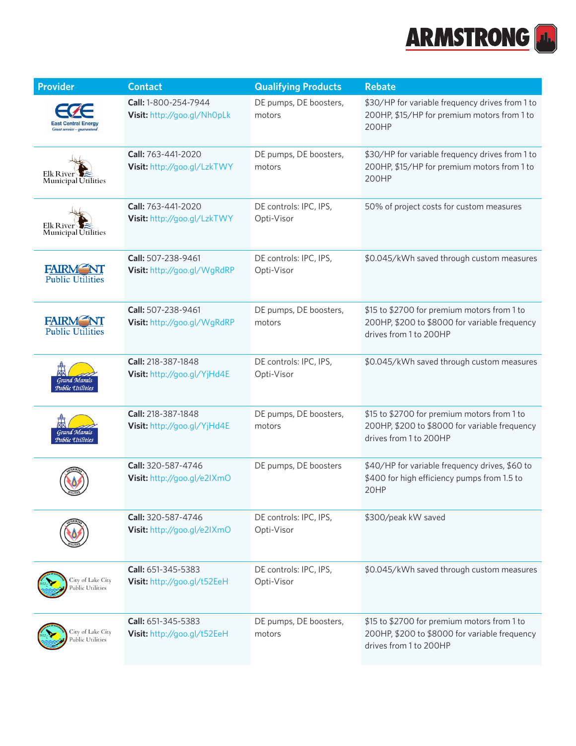| Provider | Contact | Qualifying Products | Rebate |
|---|---|---|---|
| East Central Energy | **Call:** 1-800-254-7944 **Visit:** http://goo.gl/Nh0pLk | DE pumps, DE boosters, motors | $30/HP for variable frequency drives from 1 to 200HP, $15/HP for premium motors from 1 to 200HP |
| Elk River Municipal Utilities | **Call:** 763-441-2020 **Visit:** http://goo.gl/LzkTWY | DE pumps, DE boosters, motors | $30/HP for variable frequency drives from 1 to 200HP, $15/HP for premium motors from 1 to 200HP |
| Elk River Municipal Utilities | **Call:** 763-441-2020 **Visit:** http://goo.gl/LzkTWY | DE controls: IPC, IPS, Opti-Visor | 50% of project costs for custom measures |
| Fairmont Public Utilities | **Call:** 507-238-9461 **Visit:** http://goo.gl/WgRdRP | DE controls: IPC, IPS, Opti-Visor | $0.045/kWh saved through custom measures |
| Fairmont Public Utilities | **Call:** 507-238-9461 **Visit:** http://goo.gl/WgRdRP | DE pumps, DE boosters, motors | $15 to $2700 for premium motors from 1 to 200HP, $200 to $8000 for variable frequency drives from 1 to 200HP |
| Grand Marais Public Utilities | **Call:** 218-387-1848 **Visit:** http://goo.gl/YjHd4E | DE controls: IPC, IPS, Opti-Visor | $0.045/kWh saved through custom measures |
| Grand Marais Public Utilities | **Call:** 218-387-1848 **Visit:** http://goo.gl/YjHd4E | DE pumps, DE boosters, motors | $15 to $2700 for premium motors from 1 to 200HP, $200 to $8000 for variable frequency drives from 1 to 200HP |
| Hutchinson Utilities | **Call:** 320-587-4746 **Visit:** http://goo.gl/e2IXmO | DE pumps, DE boosters | $40/HP for variable frequency drives, $60 to $400 for high efficiency pumps from 1.5 to 20HP |
| Hutchinson Utilities | **Call:** 320-587-4746 **Visit:** http://goo.gl/e2IXmO | DE controls: IPC, IPS, Opti-Visor | $300/peak kW saved |
| City of Lake City Public Utilities | **Call:** 651-345-5383 **Visit:** http://goo.gl/t52EeH | DE controls: IPC, IPS, Opti-Visor | $0.045/kWh saved through custom measures |
| City of Lake City Public Utilities | **Call:** 651-345-5383 **Visit:** http://goo.gl/t52EeH | DE pumps, DE boosters, motors | $15 to $2700 for premium motors from 1 to 200HP, $200 to $8000 for variable frequency drives from 1 to 200HP |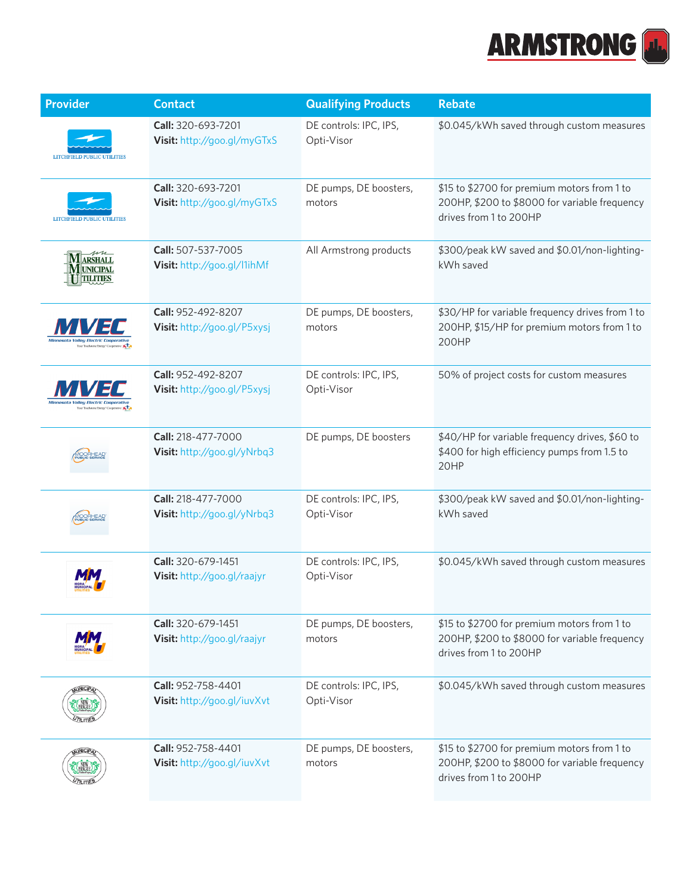| Provider | Contact | Qualifying Products | Rebate |
|---|---|---|---|
| LITCHFIELD PUBLIC UTILITIES | **Call:** 320-693-7201<br>**Visit:** http://goo.gl/myGTxS | DE controls: IPC, IPS, Opti-Visor | $0.045/kWh saved through custom measures |
| LITCHFIELD PUBLIC UTILITIES | **Call:** 320-693-7201<br>**Visit:** http://goo.gl/myGTxS | DE pumps, DE boosters, motors | $15 to $2700 for premium motors from 1 to 200HP, $200 to $8000 for variable frequency drives from 1 to 200HP |
| MARSHALL MUNICIPAL UTILITIES | **Call:** 507-537-7005<br>**Visit:** http://goo.gl/l1ihMf | All Armstrong products | $300/peak kW saved and $0.01/non-lighting-kWh saved |
| MVEC Minnesota Valley Electric Cooperative | **Call:** 952-492-8207<br>**Visit:** http://goo.gl/P5xysj | DE pumps, DE boosters, motors | $30/HP for variable frequency drives from 1 to 200HP, $15/HP for premium motors from 1 to 200HP |
| MVEC Minnesota Valley Electric Cooperative | **Call:** 952-492-8207<br>**Visit:** http://goo.gl/P5xysj | DE controls: IPC, IPS, Opti-Visor | 50% of project costs for custom measures |
| MOORHEAD PUBLIC SERVICE | **Call:** 218-477-7000<br>**Visit:** http://goo.gl/yNrbq3 | DE pumps, DE boosters | $40/HP for variable frequency drives, $60 to $400 for high efficiency pumps from 1.5 to 20HP |
| MOORHEAD PUBLIC SERVICE | **Call:** 218-477-7000<br>**Visit:** http://goo.gl/yNrbq3 | DE controls: IPC, IPS, Opti-Visor | $300/peak kW saved and $0.01/non-lighting-kWh saved |
| MORA MUNICIPAL UTILITIES | **Call:** 320-679-1451<br>**Visit:** http://goo.gl/raajyr | DE controls: IPC, IPS, Opti-Visor | $0.045/kWh saved through custom measures |
| MORA MUNICIPAL UTILITIES | **Call:** 320-679-1451<br>**Visit:** http://goo.gl/raajyr | DE pumps, DE boosters, motors | $15 to $2700 for premium motors from 1 to 200HP, $200 to $8000 for variable frequency drives from 1 to 200HP |
| NEW PRAGUE MUNICIPAL UTILITIES | **Call:** 952-758-4401<br>**Visit:** http://goo.gl/iuvXvt | DE controls: IPC, IPS, Opti-Visor | $0.045/kWh saved through custom measures |
| NEW PRAGUE MUNICIPAL UTILITIES | **Call:** 952-758-4401<br>**Visit:** http://goo.gl/iuvXvt | DE pumps, DE boosters, motors | $15 to $2700 for premium motors from 1 to 200HP, $200 to $8000 for variable frequency drives from 1 to 200HP |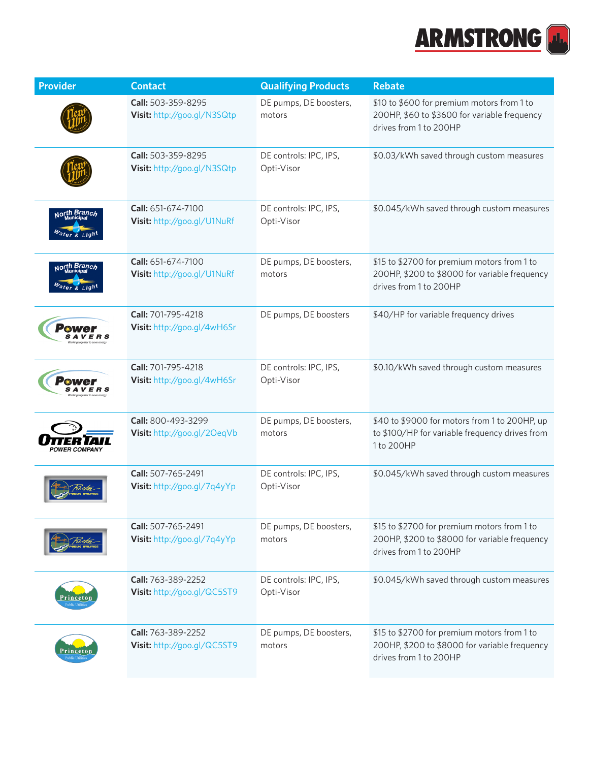| Provider | Contact | Qualifying Products | Rebate |
|---|---|---|---|
| New Ulm | **Call:** 503-359-8295<br>**Visit:** http://goo.gl/N3SQtp | DE pumps, DE boosters, motors | $10 to $600 for premium motors from 1 to 200HP, $60 to $3600 for variable frequency drives from 1 to 200HP |
| New Ulm | **Call:** 503-359-8295<br>**Visit:** http://goo.gl/N3SQtp | DE controls: IPC, IPS, Opti-Visor | $0.03/kWh saved through custom measures |
| North Branch Municipal Water & Light | **Call:** 651-674-7100<br>**Visit:** http://goo.gl/U1NuRf | DE controls: IPC, IPS, Opti-Visor | $0.045/kWh saved through custom measures |
| North Branch Municipal Water & Light | **Call:** 651-674-7100<br>**Visit:** http://goo.gl/U1NuRf | DE pumps, DE boosters, motors | $15 to $2700 for premium motors from 1 to 200HP, $200 to $8000 for variable frequency drives from 1 to 200HP |
| Power Savers | **Call:** 701-795-4218<br>**Visit:** http://goo.gl/4wH6Sr | DE pumps, DE boosters | $40/HP for variable frequency drives |
| Power Savers | **Call:** 701-795-4218<br>**Visit:** http://goo.gl/4wH6Sr | DE controls: IPC, IPS, Opti-Visor | $0.10/kWh saved through custom measures |
| Otter Tail Power Company | **Call:** 800-493-3299<br>**Visit:** http://goo.gl/2OeqVb | DE pumps, DE boosters, motors | $40 to $9000 for motors from 1 to 200HP, up to $100/HP for variable frequency drives from 1 to 200HP |
| Preston Public Utilities | **Call:** 507-765-2491<br>**Visit:** http://goo.gl/7q4yYp | DE controls: IPC, IPS, Opti-Visor | $0.045/kWh saved through custom measures |
| Preston Public Utilities | **Call:** 507-765-2491<br>**Visit:** http://goo.gl/7q4yYp | DE pumps, DE boosters, motors | $15 to $2700 for premium motors from 1 to 200HP, $200 to $8000 for variable frequency drives from 1 to 200HP |
| Princeton Public Utilities | **Call:** 763-389-2252<br>**Visit:** http://goo.gl/QC5ST9 | DE controls: IPC, IPS, Opti-Visor | $0.045/kWh saved through custom measures |
| Princeton Public Utilities | **Call:** 763-389-2252<br>**Visit:** http://goo.gl/QC5ST9 | DE pumps, DE boosters, motors | $15 to $2700 for premium motors from 1 to 200HP, $200 to $8000 for variable frequency drives from 1 to 200HP |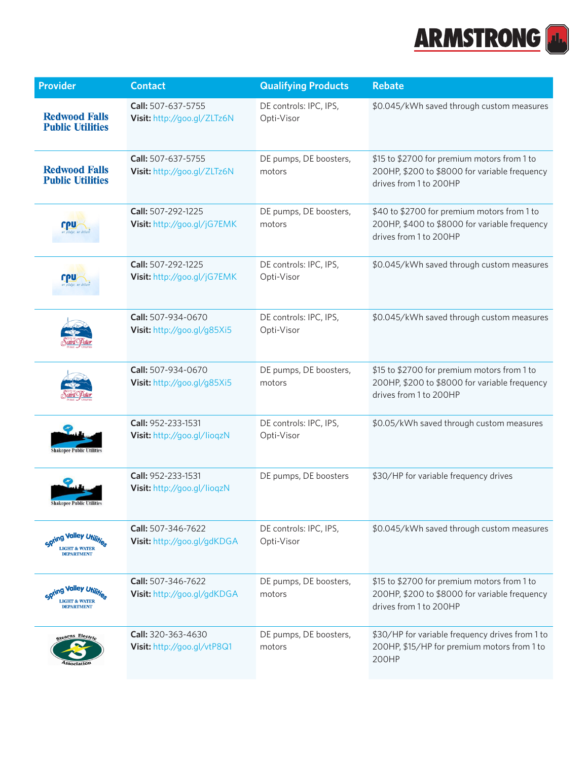| Provider | Contact | Qualifying Products | Rebate |
|---|---|---|---|
| Redwood Falls Public Utilities | **Call:** 507-637-5755 **Visit:** http://goo.gl/ZLTz6N | DE controls: IPC, IPS, Opti-Visor | $0.045/kWh saved through custom measures |
| Redwood Falls Public Utilities | **Call:** 507-637-5755 **Visit:** http://goo.gl/ZLTz6N | DE pumps, DE boosters, motors | $15 to $2700 for premium motors from 1 to 200HP, $200 to $8000 for variable frequency drives from 1 to 200HP |
| rpu | **Call:** 507-292-1225 **Visit:** http://goo.gl/jG7EMK | DE pumps, DE boosters, motors | $40 to $2700 for premium motors from 1 to 200HP, $400 to $8000 for variable frequency drives from 1 to 200HP |
| rpu | **Call:** 507-292-1225 **Visit:** http://goo.gl/jG7EMK | DE controls: IPC, IPS, Opti-Visor | $0.045/kWh saved through custom measures |
| City of Saint Peter Public Utilities | **Call:** 507-934-0670 **Visit:** http://goo.gl/g85Xi5 | DE controls: IPC, IPS, Opti-Visor | $0.045/kWh saved through custom measures |
| City of Saint Peter Public Utilities | **Call:** 507-934-0670 **Visit:** http://goo.gl/g85Xi5 | DE pumps, DE boosters, motors | $15 to $2700 for premium motors from 1 to 200HP, $200 to $8000 for variable frequency drives from 1 to 200HP |
| Shakopee Public Utilities | **Call:** 952-233-1531 **Visit:** http://goo.gl/lioqzN | DE controls: IPC, IPS, Opti-Visor | $0.05/kWh saved through custom measures |
| Shakopee Public Utilities | **Call:** 952-233-1531 **Visit:** http://goo.gl/lioqzN | DE pumps, DE boosters | $30/HP for variable frequency drives |
| Spring Valley Utilities Light & Water Department | **Call:** 507-346-7622 **Visit:** http://goo.gl/gdKDGA | DE controls: IPC, IPS, Opti-Visor | $0.045/kWh saved through custom measures |
| Spring Valley Utilities Light & Water Department | **Call:** 507-346-7622 **Visit:** http://goo.gl/gdKDGA | DE pumps, DE boosters, motors | $15 to $2700 for premium motors from 1 to 200HP, $200 to $8000 for variable frequency drives from 1 to 200HP |
| Stearns Electric Association | **Call:** 320-363-4630 **Visit:** http://goo.gl/vtP8Q1 | DE pumps, DE boosters, motors | $30/HP for variable frequency drives from 1 to 200HP, $15/HP for premium motors from 1 to 200HP |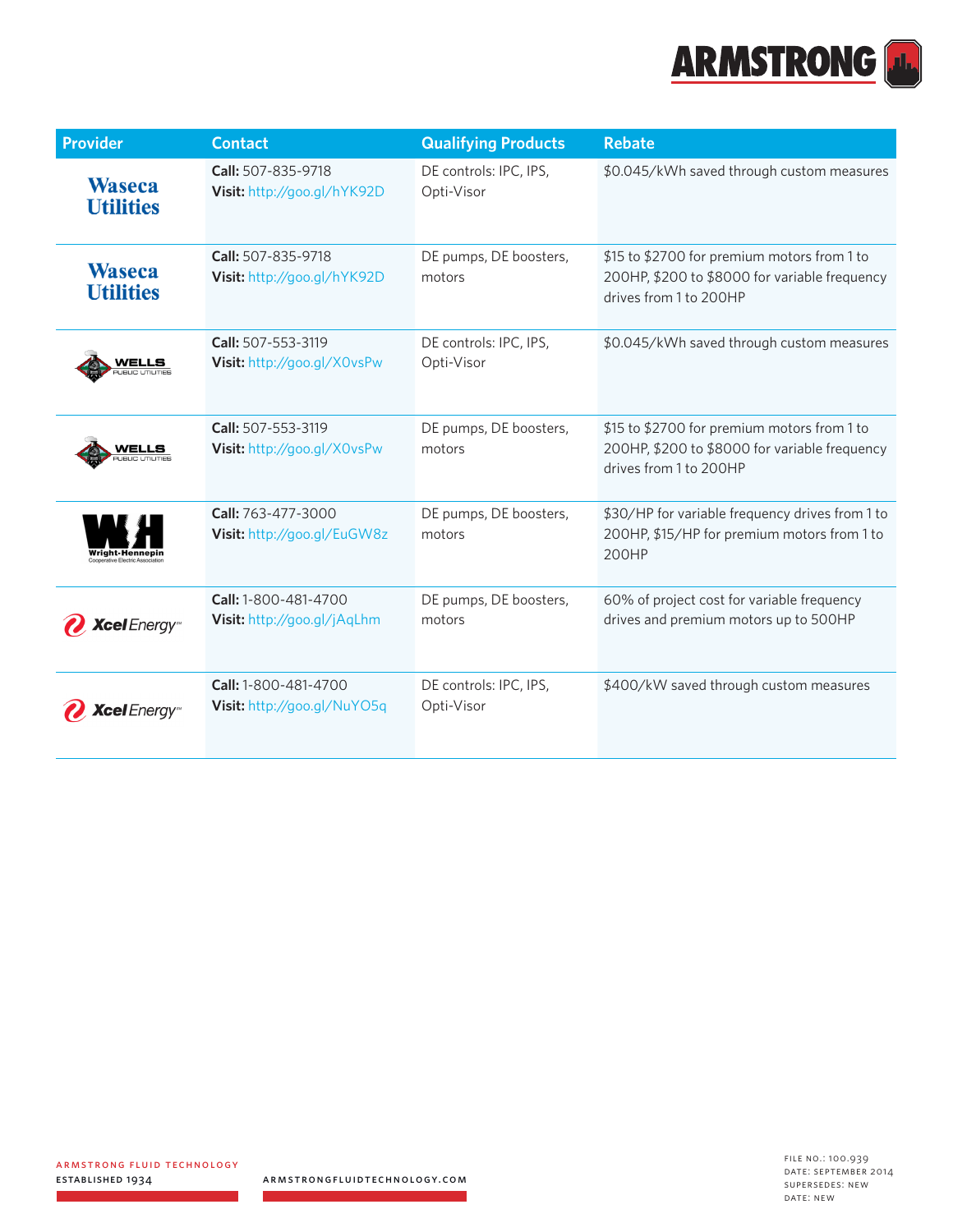| Provider | Contact | Qualifying Products | Rebate |
|---|---|---|---|
| Waseca Utilities | **Call:** 507-835-9718 **Visit:** http://goo.gl/hYK92D | DE controls: IPC, IPS, Opti-Visor | $0.045/kWh saved through custom measures |
| Waseca Utilities | **Call:** 507-835-9718 **Visit:** http://goo.gl/hYK92D | DE pumps, DE boosters, motors | $15 to $2700 for premium motors from 1 to 200HP, $200 to $8000 for variable frequency drives from 1 to 200HP |
| Wells Public Utilities | **Call:** 507-553-3119 **Visit:** http://goo.gl/X0vsPw | DE controls: IPC, IPS, Opti-Visor | $0.045/kWh saved through custom measures |
| Wells Public Utilities | **Call:** 507-553-3119 **Visit:** http://goo.gl/X0vsPw | DE pumps, DE boosters, motors | $15 to $2700 for premium motors from 1 to 200HP, $200 to $8000 for variable frequency drives from 1 to 200HP |
| Wright-Hennepin Cooperative Electric Association | **Call:** 763-477-3000 **Visit:** http://goo.gl/EuGW8z | DE pumps, DE boosters, motors | $30/HP for variable frequency drives from 1 to 200HP, $15/HP for premium motors from 1 to 200HP |
| Xcel Energy | **Call:** 1-800-481-4700 **Visit:** http://goo.gl/jAqLhm | DE pumps, DE boosters, motors | 60% of project cost for variable frequency drives and premium motors up to 500HP |
| Xcel Energy | **Call:** 1-800-481-4700 **Visit:** http://goo.gl/NuYO5q | DE controls: IPC, IPS, Opti-Visor | $400/kW saved through custom measures |

ARMSTRONG FLUID TECHNOLOGY
ESTABLISHED 1934

ARMSTRONGFLUIDTECHNOLOGY.COM

FILE NO.: 100.939
DATE: SEPTEMBER 2014
SUPERSEDES: NEW
DATE: NEW